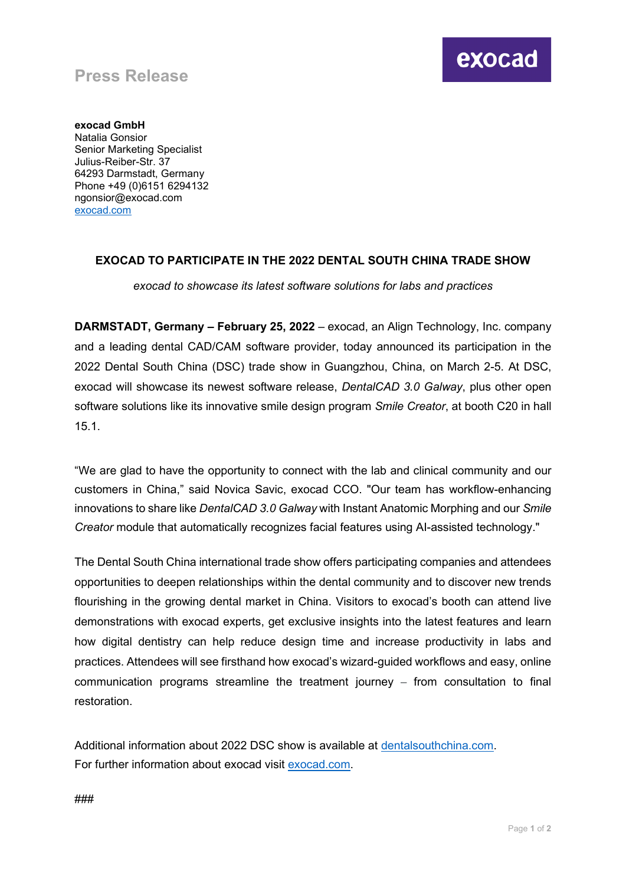Press Release

**exocad GmbH**
Natalia Gonsior
Senior Marketing Specialist
Julius-Reiber-Str. 37
64293 Darmstadt, Germany
Phone +49 (0)6151 6294132
ngonsior@exocad.com
exocad.com

## EXOCAD TO PARTICIPATE IN THE 2022 DENTAL SOUTH CHINA TRADE SHOW

*exocad to showcase its latest software solutions for labs and practices*

**DARMSTADT, Germany – February 25, 2022** – exocad, an Align Technology, Inc. company and a leading dental CAD/CAM software provider, today announced its participation in the 2022 Dental South China (DSC) trade show in Guangzhou, China, on March 2-5. At DSC, exocad will showcase its newest software release, *DentalCAD 3.0 Galway*, plus other open software solutions like its innovative smile design program *Smile Creator*, at booth C20 in hall 15.1.

“We are glad to have the opportunity to connect with the lab and clinical community and our customers in China,” said Novica Savic, exocad CCO. "Our team has workflow-enhancing innovations to share like *DentalCAD 3.0 Galway* with Instant Anatomic Morphing and our *Smile Creator* module that automatically recognizes facial features using AI-assisted technology."

The Dental South China international trade show offers participating companies and attendees opportunities to deepen relationships within the dental community and to discover new trends flourishing in the growing dental market in China. Visitors to exocad’s booth can attend live demonstrations with exocad experts, get exclusive insights into the latest features and learn how digital dentistry can help reduce design time and increase productivity in labs and practices. Attendees will see firsthand how exocad’s wizard-guided workflows and easy, online communication programs streamline the treatment journey – from consultation to final restoration.

Additional information about 2022 DSC show is available at dentalsouthchina.com.
For further information about exocad visit exocad.com.

###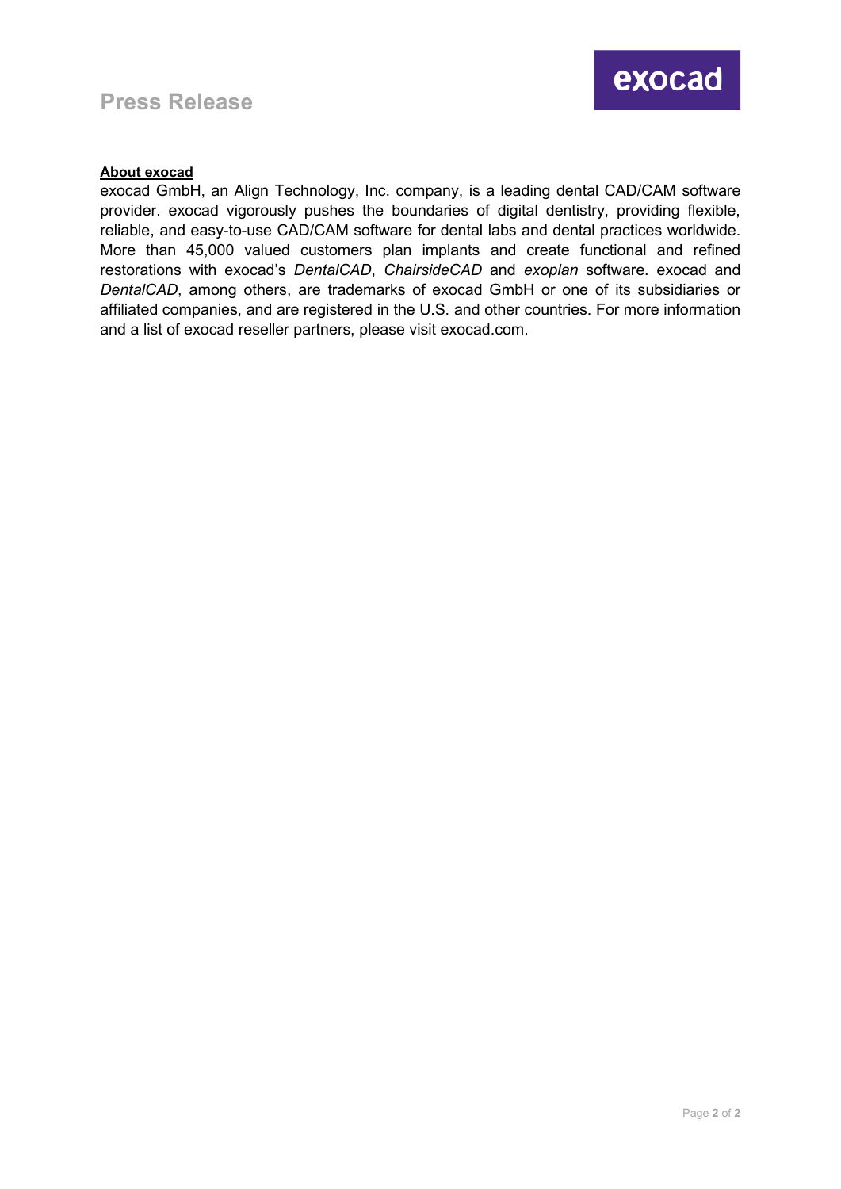**About exocad**

exocad GmbH, an Align Technology, Inc. company, is a leading dental CAD/CAM software provider. exocad vigorously pushes the boundaries of digital dentistry, providing flexible, reliable, and easy-to-use CAD/CAM software for dental labs and dental practices worldwide. More than 45,000 valued customers plan implants and create functional and refined restorations with exocad's *DentalCAD*, *ChairsideCAD* and *exoplan* software. exocad and *DentalCAD*, among others, are trademarks of exocad GmbH or one of its subsidiaries or affiliated companies, and are registered in the U.S. and other countries. For more information and a list of exocad reseller partners, please visit exocad.com.